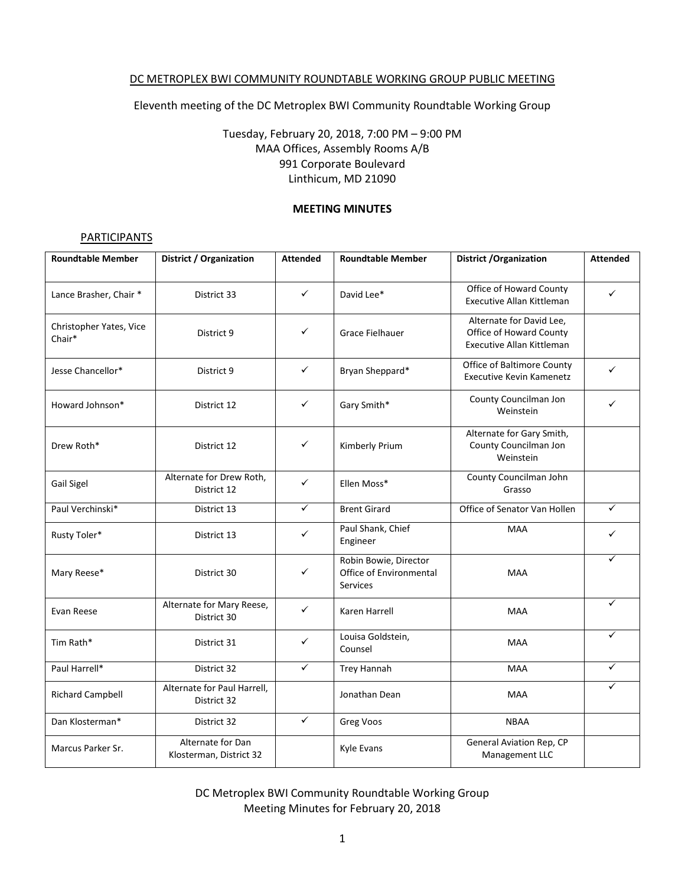DC METROPLEX BWI COMMUNITY ROUNDTABLE WORKING GROUP PUBLIC MEETING

Eleventh meeting of the DC Metroplex BWI Community Roundtable Working Group

Tuesday, February 20, 2018, 7:00 PM – 9:00 PM
MAA Offices, Assembly Rooms A/B
991 Corporate Boulevard
Linthicum, MD 21090

**MEETING MINUTES**

PARTICIPANTS

| Roundtable Member | District / Organization | Attended | Roundtable Member | District /Organization | Attended |
|---|---|---|---|---|---|
| Lance Brasher, Chair * | District 33 | ✓ | David Lee* | Office of Howard County Executive Allan Kittleman | ✓ |
| Christopher Yates, Vice Chair* | District 9 | ✓ | Grace Fielhauer | Alternate for David Lee, Office of Howard County Executive Allan Kittleman | |
| Jesse Chancellor* | District 9 | ✓ | Bryan Sheppard* | Office of Baltimore County Executive Kevin Kamenetz | ✓ |
| Howard Johnson* | District 12 | ✓ | Gary Smith* | County Councilman Jon Weinstein | ✓ |
| Drew Roth* | District 12 | ✓ | Kimberly Prium | Alternate for Gary Smith, County Councilman Jon Weinstein | |
| Gail Sigel | Alternate for Drew Roth, District 12 | ✓ | Ellen Moss* | County Councilman John Grasso | |
| Paul Verchinski* | District 13 | ✓ | Brent Girard | Office of Senator Van Hollen | ✓ |
| Rusty Toler* | District 13 | ✓ | Paul Shank, Chief Engineer | MAA | ✓ |
| Mary Reese* | District 30 | ✓ | Robin Bowie, Director Office of Environmental Services | MAA | ✓ |
| Evan Reese | Alternate for Mary Reese, District 30 | ✓ | Karen Harrell | MAA | ✓ |
| Tim Rath* | District 31 | ✓ | Louisa Goldstein, Counsel | MAA | ✓ |
| Paul Harrell* | District 32 | ✓ | Trey Hannah | MAA | ✓ |
| Richard Campbell | Alternate for Paul Harrell, District 32 | | Jonathan Dean | MAA | ✓ |
| Dan Klosterman* | District 32 | ✓ | Greg Voos | NBAA | |
| Marcus Parker Sr. | Alternate for Dan Klosterman, District 32 | | Kyle Evans | General Aviation Rep, CP Management LLC | |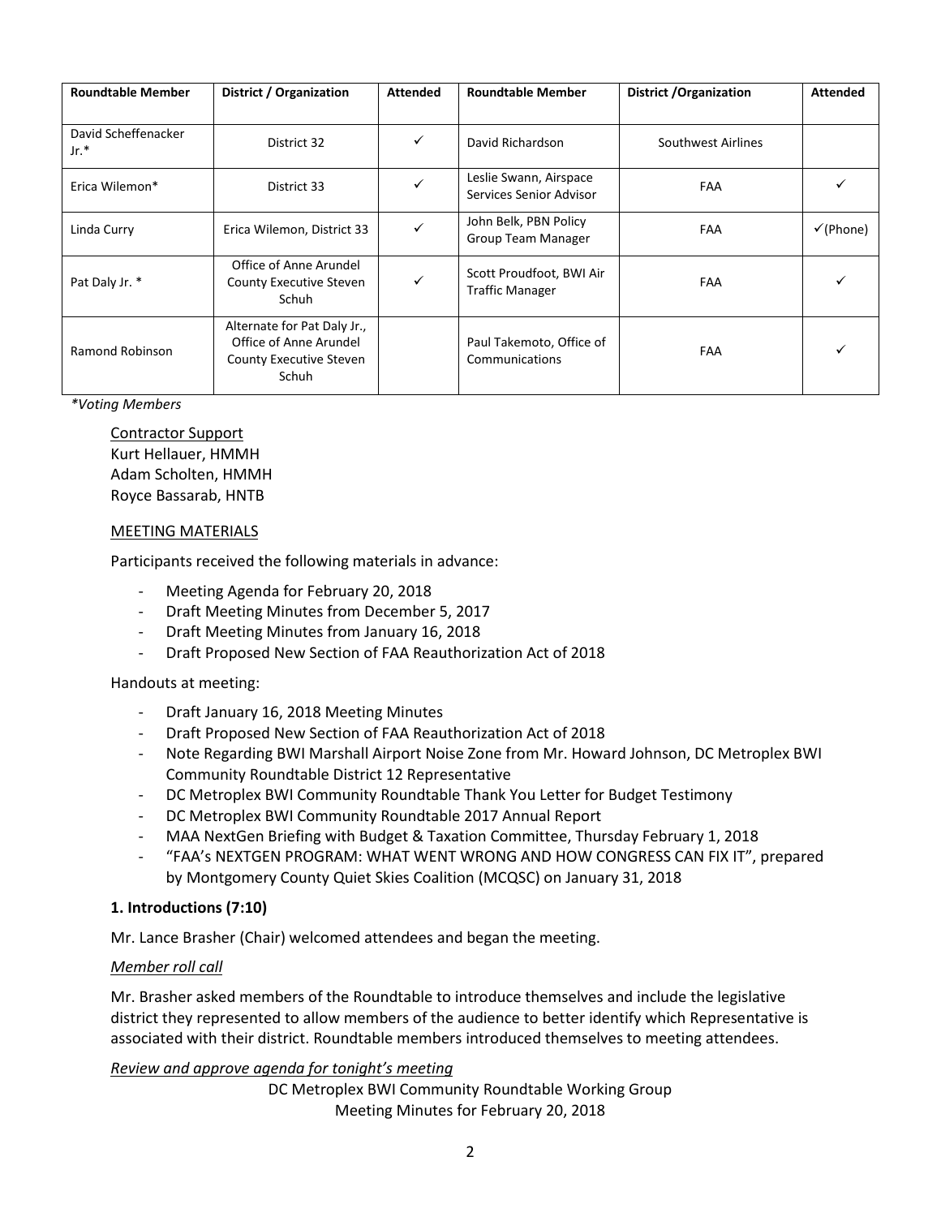| Roundtable Member | District / Organization | Attended | Roundtable Member | District /Organization | Attended |
|---|---|---|---|---|---|
| David Scheffenacker Jr.* | District 32 | ✓ | David Richardson | Southwest Airlines | |
| Erica Wilemon* | District 33 | ✓ | Leslie Swann, Airspace Services Senior Advisor | FAA | ✓ |
| Linda Curry | Erica Wilemon, District 33 | ✓ | John Belk, PBN Policy Group Team Manager | FAA | ✓(Phone) |
| Pat Daly Jr. * | Office of Anne Arundel County Executive Steven Schuh | ✓ | Scott Proudfoot, BWI Air Traffic Manager | FAA | ✓ |
| Ramond Robinson | Alternate for Pat Daly Jr., Office of Anne Arundel County Executive Steven Schuh | | Paul Takemoto, Office of Communications | FAA | ✓ |

*\*Voting Members*

Contractor Support
Kurt Hellauer, HMMH
Adam Scholten, HMMH
Royce Bassarab, HNTB

MEETING MATERIALS

Participants received the following materials in advance:

- Meeting Agenda for February 20, 2018
- Draft Meeting Minutes from December 5, 2017
- Draft Meeting Minutes from January 16, 2018
- Draft Proposed New Section of FAA Reauthorization Act of 2018

Handouts at meeting:

- Draft January 16, 2018 Meeting Minutes
- Draft Proposed New Section of FAA Reauthorization Act of 2018
- Note Regarding BWI Marshall Airport Noise Zone from Mr. Howard Johnson, DC Metroplex BWI Community Roundtable District 12 Representative
- DC Metroplex BWI Community Roundtable Thank You Letter for Budget Testimony
- DC Metroplex BWI Community Roundtable 2017 Annual Report
- MAA NextGen Briefing with Budget & Taxation Committee, Thursday February 1, 2018
- "FAA's NEXTGEN PROGRAM: WHAT WENT WRONG AND HOW CONGRESS CAN FIX IT", prepared by Montgomery County Quiet Skies Coalition (MCQSC) on January 31, 2018

**1. Introductions (7:10)**

Mr. Lance Brasher (Chair) welcomed attendees and began the meeting.

*Member roll call*

Mr. Brasher asked members of the Roundtable to introduce themselves and include the legislative district they represented to allow members of the audience to better identify which Representative is associated with their district. Roundtable members introduced themselves to meeting attendees.

*Review and approve agenda for tonight's meeting*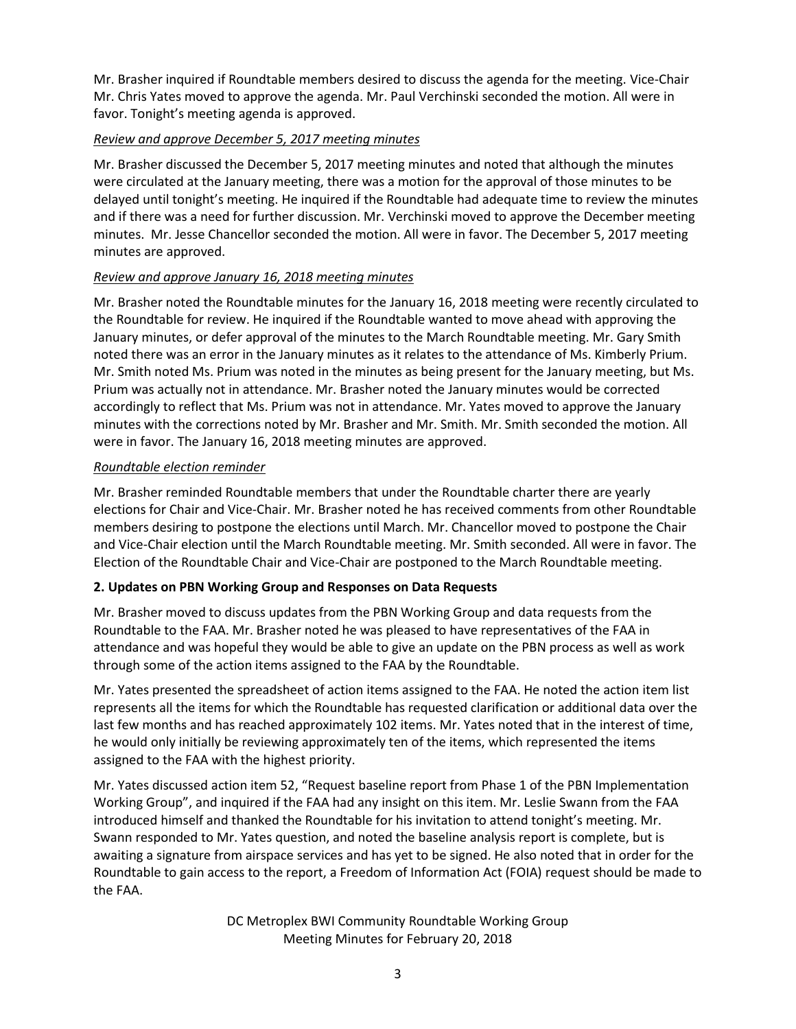Mr. Brasher inquired if Roundtable members desired to discuss the agenda for the meeting. Vice-Chair Mr. Chris Yates moved to approve the agenda. Mr. Paul Verchinski seconded the motion. All were in favor. Tonight's meeting agenda is approved.

*Review and approve December 5, 2017 meeting minutes*

Mr. Brasher discussed the December 5, 2017 meeting minutes and noted that although the minutes were circulated at the January meeting, there was a motion for the approval of those minutes to be delayed until tonight's meeting. He inquired if the Roundtable had adequate time to review the minutes and if there was a need for further discussion. Mr. Verchinski moved to approve the December meeting minutes. Mr. Jesse Chancellor seconded the motion. All were in favor. The December 5, 2017 meeting minutes are approved.

*Review and approve January 16, 2018 meeting minutes*

Mr. Brasher noted the Roundtable minutes for the January 16, 2018 meeting were recently circulated to the Roundtable for review. He inquired if the Roundtable wanted to move ahead with approving the January minutes, or defer approval of the minutes to the March Roundtable meeting. Mr. Gary Smith noted there was an error in the January minutes as it relates to the attendance of Ms. Kimberly Prium. Mr. Smith noted Ms. Prium was noted in the minutes as being present for the January meeting, but Ms. Prium was actually not in attendance. Mr. Brasher noted the January minutes would be corrected accordingly to reflect that Ms. Prium was not in attendance. Mr. Yates moved to approve the January minutes with the corrections noted by Mr. Brasher and Mr. Smith. Mr. Smith seconded the motion. All were in favor. The January 16, 2018 meeting minutes are approved.

*Roundtable election reminder*

Mr. Brasher reminded Roundtable members that under the Roundtable charter there are yearly elections for Chair and Vice-Chair. Mr. Brasher noted he has received comments from other Roundtable members desiring to postpone the elections until March. Mr. Chancellor moved to postpone the Chair and Vice-Chair election until the March Roundtable meeting. Mr. Smith seconded. All were in favor. The Election of the Roundtable Chair and Vice-Chair are postponed to the March Roundtable meeting.

**2. Updates on PBN Working Group and Responses on Data Requests**

Mr. Brasher moved to discuss updates from the PBN Working Group and data requests from the Roundtable to the FAA. Mr. Brasher noted he was pleased to have representatives of the FAA in attendance and was hopeful they would be able to give an update on the PBN process as well as work through some of the action items assigned to the FAA by the Roundtable.

Mr. Yates presented the spreadsheet of action items assigned to the FAA. He noted the action item list represents all the items for which the Roundtable has requested clarification or additional data over the last few months and has reached approximately 102 items. Mr. Yates noted that in the interest of time, he would only initially be reviewing approximately ten of the items, which represented the items assigned to the FAA with the highest priority.

Mr. Yates discussed action item 52, "Request baseline report from Phase 1 of the PBN Implementation Working Group", and inquired if the FAA had any insight on this item. Mr. Leslie Swann from the FAA introduced himself and thanked the Roundtable for his invitation to attend tonight's meeting. Mr. Swann responded to Mr. Yates question, and noted the baseline analysis report is complete, but is awaiting a signature from airspace services and has yet to be signed. He also noted that in order for the Roundtable to gain access to the report, a Freedom of Information Act (FOIA) request should be made to the FAA.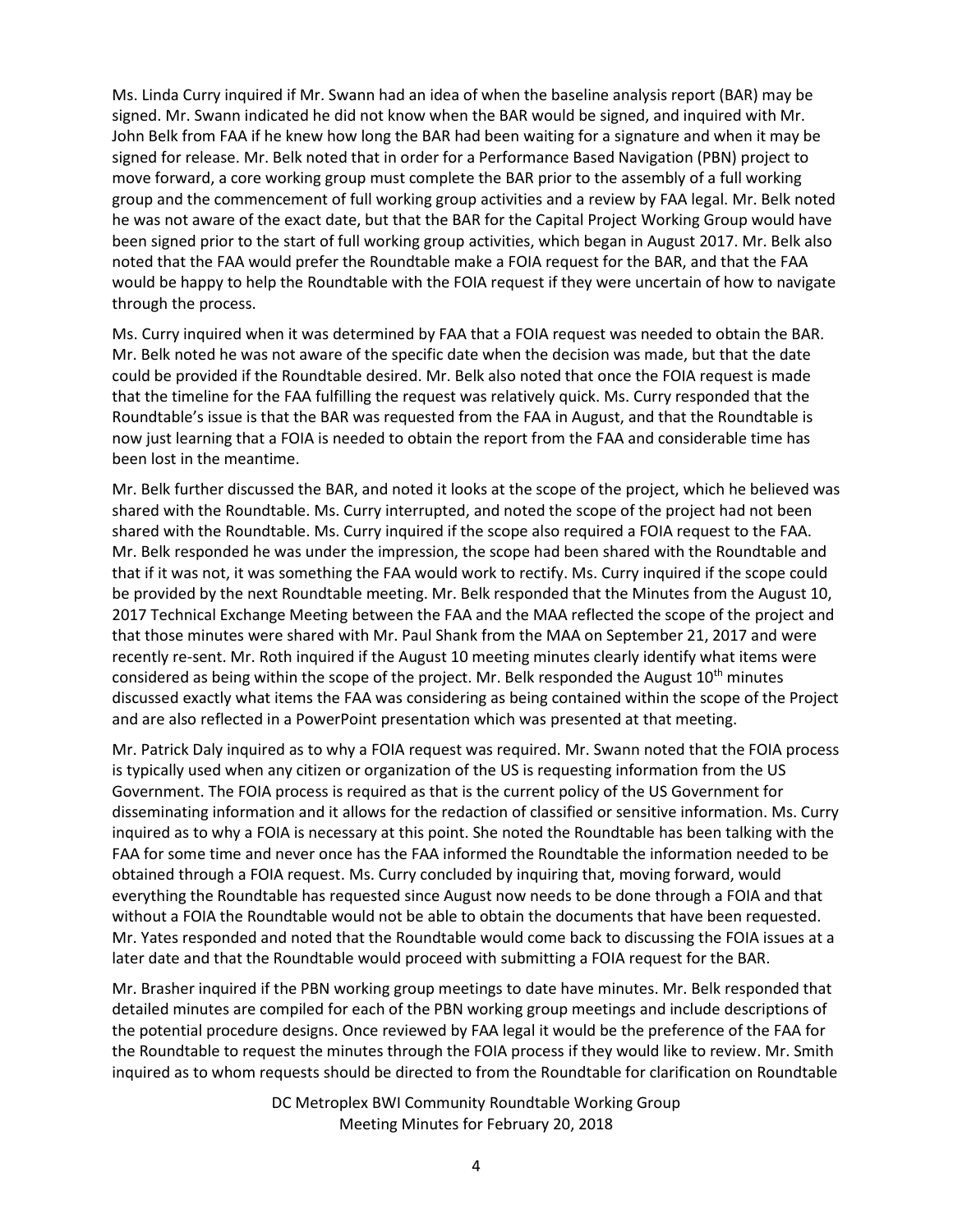Ms. Linda Curry inquired if Mr. Swann had an idea of when the baseline analysis report (BAR) may be signed. Mr. Swann indicated he did not know when the BAR would be signed, and inquired with Mr. John Belk from FAA if he knew how long the BAR had been waiting for a signature and when it may be signed for release. Mr. Belk noted that in order for a Performance Based Navigation (PBN) project to move forward, a core working group must complete the BAR prior to the assembly of a full working group and the commencement of full working group activities and a review by FAA legal. Mr. Belk noted he was not aware of the exact date, but that the BAR for the Capital Project Working Group would have been signed prior to the start of full working group activities, which began in August 2017. Mr. Belk also noted that the FAA would prefer the Roundtable make a FOIA request for the BAR, and that the FAA would be happy to help the Roundtable with the FOIA request if they were uncertain of how to navigate through the process.

Ms. Curry inquired when it was determined by FAA that a FOIA request was needed to obtain the BAR. Mr. Belk noted he was not aware of the specific date when the decision was made, but that the date could be provided if the Roundtable desired. Mr. Belk also noted that once the FOIA request is made that the timeline for the FAA fulfilling the request was relatively quick. Ms. Curry responded that the Roundtable's issue is that the BAR was requested from the FAA in August, and that the Roundtable is now just learning that a FOIA is needed to obtain the report from the FAA and considerable time has been lost in the meantime.

Mr. Belk further discussed the BAR, and noted it looks at the scope of the project, which he believed was shared with the Roundtable. Ms. Curry interrupted, and noted the scope of the project had not been shared with the Roundtable. Ms. Curry inquired if the scope also required a FOIA request to the FAA. Mr. Belk responded he was under the impression, the scope had been shared with the Roundtable and that if it was not, it was something the FAA would work to rectify. Ms. Curry inquired if the scope could be provided by the next Roundtable meeting. Mr. Belk responded that the Minutes from the August 10, 2017 Technical Exchange Meeting between the FAA and the MAA reflected the scope of the project and that those minutes were shared with Mr. Paul Shank from the MAA on September 21, 2017 and were recently re-sent. Mr. Roth inquired if the August 10 meeting minutes clearly identify what items were considered as being within the scope of the project. Mr. Belk responded the August 10th minutes discussed exactly what items the FAA was considering as being contained within the scope of the Project and are also reflected in a PowerPoint presentation which was presented at that meeting.

Mr. Patrick Daly inquired as to why a FOIA request was required. Mr. Swann noted that the FOIA process is typically used when any citizen or organization of the US is requesting information from the US Government. The FOIA process is required as that is the current policy of the US Government for disseminating information and it allows for the redaction of classified or sensitive information. Ms. Curry inquired as to why a FOIA is necessary at this point. She noted the Roundtable has been talking with the FAA for some time and never once has the FAA informed the Roundtable the information needed to be obtained through a FOIA request. Ms. Curry concluded by inquiring that, moving forward, would everything the Roundtable has requested since August now needs to be done through a FOIA and that without a FOIA the Roundtable would not be able to obtain the documents that have been requested. Mr. Yates responded and noted that the Roundtable would come back to discussing the FOIA issues at a later date and that the Roundtable would proceed with submitting a FOIA request for the BAR.

Mr. Brasher inquired if the PBN working group meetings to date have minutes. Mr. Belk responded that detailed minutes are compiled for each of the PBN working group meetings and include descriptions of the potential procedure designs. Once reviewed by FAA legal it would be the preference of the FAA for the Roundtable to request the minutes through the FOIA process if they would like to review. Mr. Smith inquired as to whom requests should be directed to from the Roundtable for clarification on Roundtable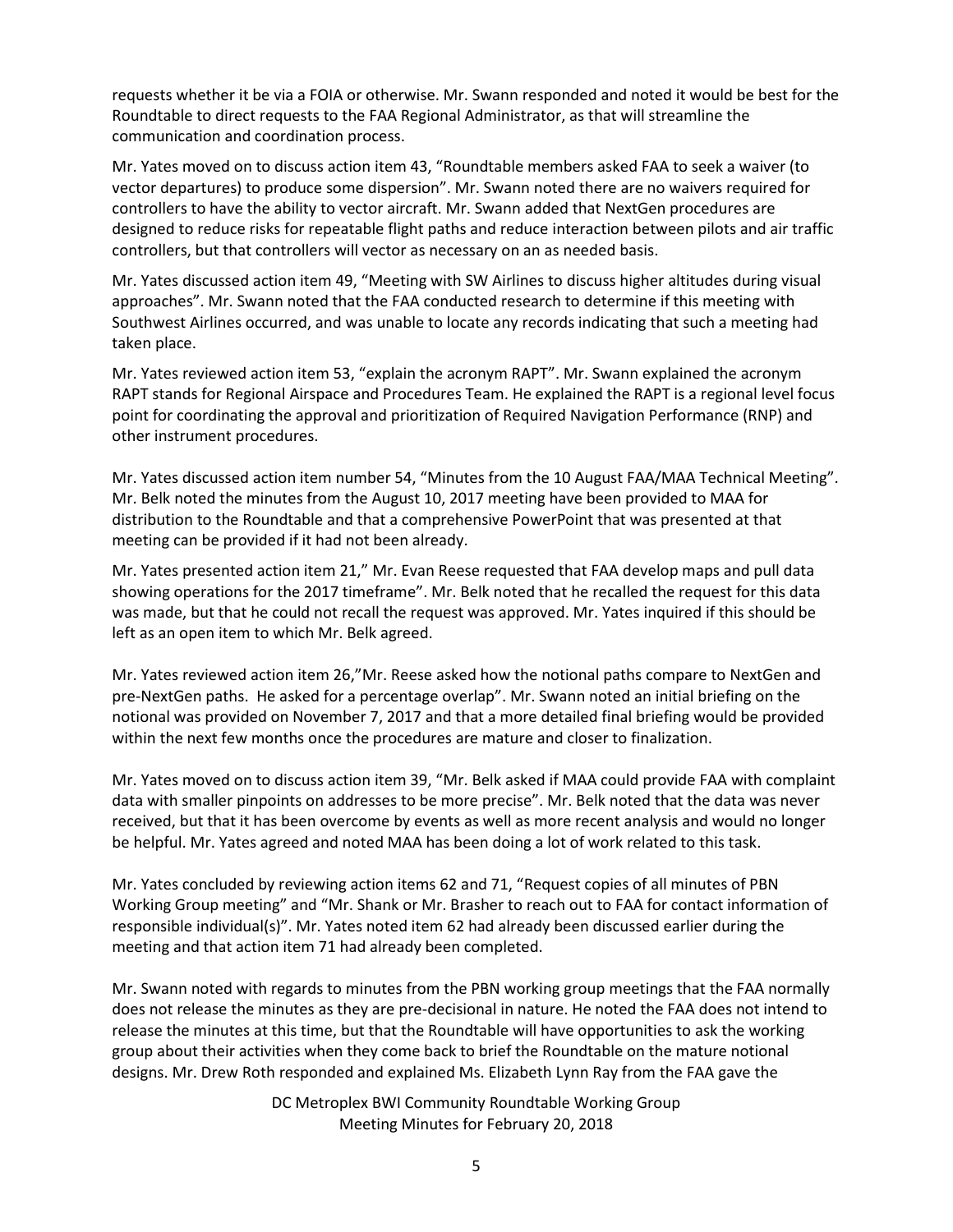requests whether it be via a FOIA or otherwise. Mr. Swann responded and noted it would be best for the Roundtable to direct requests to the FAA Regional Administrator, as that will streamline the communication and coordination process.

Mr. Yates moved on to discuss action item 43, "Roundtable members asked FAA to seek a waiver (to vector departures) to produce some dispersion". Mr. Swann noted there are no waivers required for controllers to have the ability to vector aircraft. Mr. Swann added that NextGen procedures are designed to reduce risks for repeatable flight paths and reduce interaction between pilots and air traffic controllers, but that controllers will vector as necessary on an as needed basis.

Mr. Yates discussed action item 49, "Meeting with SW Airlines to discuss higher altitudes during visual approaches". Mr. Swann noted that the FAA conducted research to determine if this meeting with Southwest Airlines occurred, and was unable to locate any records indicating that such a meeting had taken place.

Mr. Yates reviewed action item 53, "explain the acronym RAPT". Mr. Swann explained the acronym RAPT stands for Regional Airspace and Procedures Team. He explained the RAPT is a regional level focus point for coordinating the approval and prioritization of Required Navigation Performance (RNP) and other instrument procedures.

Mr. Yates discussed action item number 54, "Minutes from the 10 August FAA/MAA Technical Meeting". Mr. Belk noted the minutes from the August 10, 2017 meeting have been provided to MAA for distribution to the Roundtable and that a comprehensive PowerPoint that was presented at that meeting can be provided if it had not been already.

Mr. Yates presented action item 21," Mr. Evan Reese requested that FAA develop maps and pull data showing operations for the 2017 timeframe". Mr. Belk noted that he recalled the request for this data was made, but that he could not recall the request was approved. Mr. Yates inquired if this should be left as an open item to which Mr. Belk agreed.

Mr. Yates reviewed action item 26,"Mr. Reese asked how the notional paths compare to NextGen and pre-NextGen paths. He asked for a percentage overlap". Mr. Swann noted an initial briefing on the notional was provided on November 7, 2017 and that a more detailed final briefing would be provided within the next few months once the procedures are mature and closer to finalization.

Mr. Yates moved on to discuss action item 39, "Mr. Belk asked if MAA could provide FAA with complaint data with smaller pinpoints on addresses to be more precise". Mr. Belk noted that the data was never received, but that it has been overcome by events as well as more recent analysis and would no longer be helpful. Mr. Yates agreed and noted MAA has been doing a lot of work related to this task.

Mr. Yates concluded by reviewing action items 62 and 71, "Request copies of all minutes of PBN Working Group meeting" and "Mr. Shank or Mr. Brasher to reach out to FAA for contact information of responsible individual(s)". Mr. Yates noted item 62 had already been discussed earlier during the meeting and that action item 71 had already been completed.

Mr. Swann noted with regards to minutes from the PBN working group meetings that the FAA normally does not release the minutes as they are pre-decisional in nature. He noted the FAA does not intend to release the minutes at this time, but that the Roundtable will have opportunities to ask the working group about their activities when they come back to brief the Roundtable on the mature notional designs. Mr. Drew Roth responded and explained Ms. Elizabeth Lynn Ray from the FAA gave the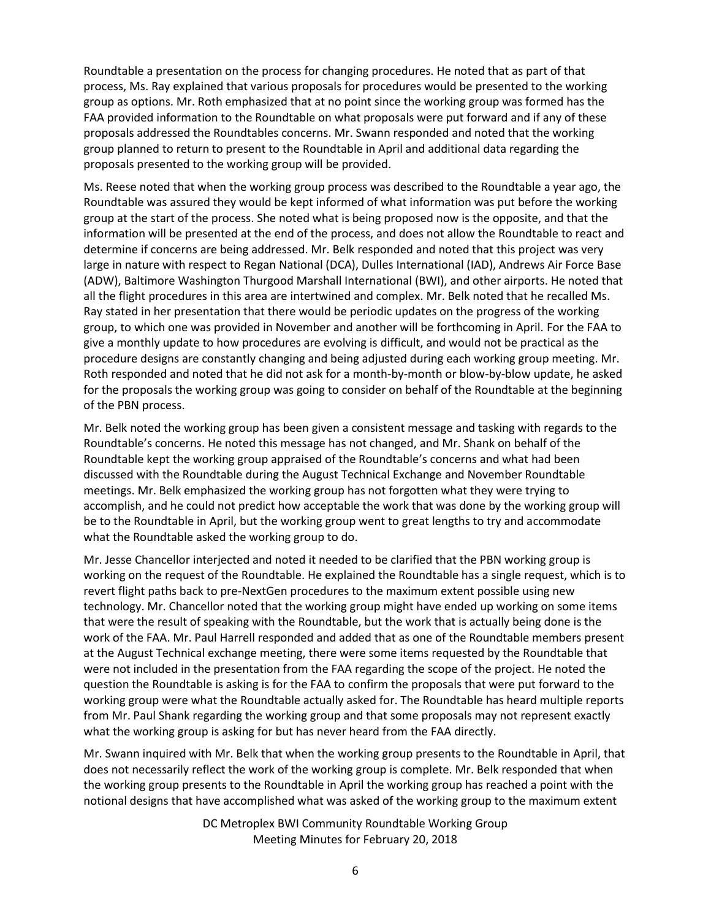Roundtable a presentation on the process for changing procedures. He noted that as part of that process, Ms. Ray explained that various proposals for procedures would be presented to the working group as options. Mr. Roth emphasized that at no point since the working group was formed has the FAA provided information to the Roundtable on what proposals were put forward and if any of these proposals addressed the Roundtables concerns. Mr. Swann responded and noted that the working group planned to return to present to the Roundtable in April and additional data regarding the proposals presented to the working group will be provided.

Ms. Reese noted that when the working group process was described to the Roundtable a year ago, the Roundtable was assured they would be kept informed of what information was put before the working group at the start of the process. She noted what is being proposed now is the opposite, and that the information will be presented at the end of the process, and does not allow the Roundtable to react and determine if concerns are being addressed. Mr. Belk responded and noted that this project was very large in nature with respect to Regan National (DCA), Dulles International (IAD), Andrews Air Force Base (ADW), Baltimore Washington Thurgood Marshall International (BWI), and other airports. He noted that all the flight procedures in this area are intertwined and complex. Mr. Belk noted that he recalled Ms. Ray stated in her presentation that there would be periodic updates on the progress of the working group, to which one was provided in November and another will be forthcoming in April. For the FAA to give a monthly update to how procedures are evolving is difficult, and would not be practical as the procedure designs are constantly changing and being adjusted during each working group meeting. Mr. Roth responded and noted that he did not ask for a month-by-month or blow-by-blow update, he asked for the proposals the working group was going to consider on behalf of the Roundtable at the beginning of the PBN process.

Mr. Belk noted the working group has been given a consistent message and tasking with regards to the Roundtable's concerns. He noted this message has not changed, and Mr. Shank on behalf of the Roundtable kept the working group appraised of the Roundtable's concerns and what had been discussed with the Roundtable during the August Technical Exchange and November Roundtable meetings. Mr. Belk emphasized the working group has not forgotten what they were trying to accomplish, and he could not predict how acceptable the work that was done by the working group will be to the Roundtable in April, but the working group went to great lengths to try and accommodate what the Roundtable asked the working group to do.

Mr. Jesse Chancellor interjected and noted it needed to be clarified that the PBN working group is working on the request of the Roundtable. He explained the Roundtable has a single request, which is to revert flight paths back to pre-NextGen procedures to the maximum extent possible using new technology. Mr. Chancellor noted that the working group might have ended up working on some items that were the result of speaking with the Roundtable, but the work that is actually being done is the work of the FAA. Mr. Paul Harrell responded and added that as one of the Roundtable members present at the August Technical exchange meeting, there were some items requested by the Roundtable that were not included in the presentation from the FAA regarding the scope of the project. He noted the question the Roundtable is asking is for the FAA to confirm the proposals that were put forward to the working group were what the Roundtable actually asked for. The Roundtable has heard multiple reports from Mr. Paul Shank regarding the working group and that some proposals may not represent exactly what the working group is asking for but has never heard from the FAA directly.

Mr. Swann inquired with Mr. Belk that when the working group presents to the Roundtable in April, that does not necessarily reflect the work of the working group is complete. Mr. Belk responded that when the working group presents to the Roundtable in April the working group has reached a point with the notional designs that have accomplished what was asked of the working group to the maximum extent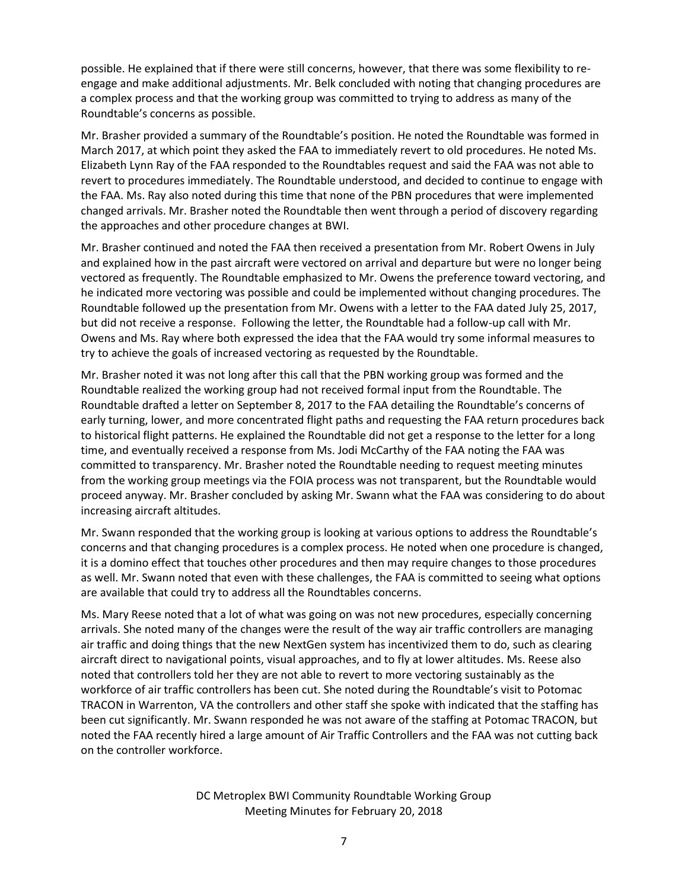possible. He explained that if there were still concerns, however, that there was some flexibility to re-engage and make additional adjustments. Mr. Belk concluded with noting that changing procedures are a complex process and that the working group was committed to trying to address as many of the Roundtable's concerns as possible.

Mr. Brasher provided a summary of the Roundtable's position. He noted the Roundtable was formed in March 2017, at which point they asked the FAA to immediately revert to old procedures. He noted Ms. Elizabeth Lynn Ray of the FAA responded to the Roundtables request and said the FAA was not able to revert to procedures immediately. The Roundtable understood, and decided to continue to engage with the FAA. Ms. Ray also noted during this time that none of the PBN procedures that were implemented changed arrivals. Mr. Brasher noted the Roundtable then went through a period of discovery regarding the approaches and other procedure changes at BWI.

Mr. Brasher continued and noted the FAA then received a presentation from Mr. Robert Owens in July and explained how in the past aircraft were vectored on arrival and departure but were no longer being vectored as frequently. The Roundtable emphasized to Mr. Owens the preference toward vectoring, and he indicated more vectoring was possible and could be implemented without changing procedures. The Roundtable followed up the presentation from Mr. Owens with a letter to the FAA dated July 25, 2017, but did not receive a response. Following the letter, the Roundtable had a follow-up call with Mr. Owens and Ms. Ray where both expressed the idea that the FAA would try some informal measures to try to achieve the goals of increased vectoring as requested by the Roundtable.

Mr. Brasher noted it was not long after this call that the PBN working group was formed and the Roundtable realized the working group had not received formal input from the Roundtable. The Roundtable drafted a letter on September 8, 2017 to the FAA detailing the Roundtable's concerns of early turning, lower, and more concentrated flight paths and requesting the FAA return procedures back to historical flight patterns. He explained the Roundtable did not get a response to the letter for a long time, and eventually received a response from Ms. Jodi McCarthy of the FAA noting the FAA was committed to transparency. Mr. Brasher noted the Roundtable needing to request meeting minutes from the working group meetings via the FOIA process was not transparent, but the Roundtable would proceed anyway. Mr. Brasher concluded by asking Mr. Swann what the FAA was considering to do about increasing aircraft altitudes.

Mr. Swann responded that the working group is looking at various options to address the Roundtable's concerns and that changing procedures is a complex process. He noted when one procedure is changed, it is a domino effect that touches other procedures and then may require changes to those procedures as well. Mr. Swann noted that even with these challenges, the FAA is committed to seeing what options are available that could try to address all the Roundtables concerns.

Ms. Mary Reese noted that a lot of what was going on was not new procedures, especially concerning arrivals. She noted many of the changes were the result of the way air traffic controllers are managing air traffic and doing things that the new NextGen system has incentivized them to do, such as clearing aircraft direct to navigational points, visual approaches, and to fly at lower altitudes. Ms. Reese also noted that controllers told her they are not able to revert to more vectoring sustainably as the workforce of air traffic controllers has been cut. She noted during the Roundtable's visit to Potomac TRACON in Warrenton, VA the controllers and other staff she spoke with indicated that the staffing has been cut significantly. Mr. Swann responded he was not aware of the staffing at Potomac TRACON, but noted the FAA recently hired a large amount of Air Traffic Controllers and the FAA was not cutting back on the controller workforce.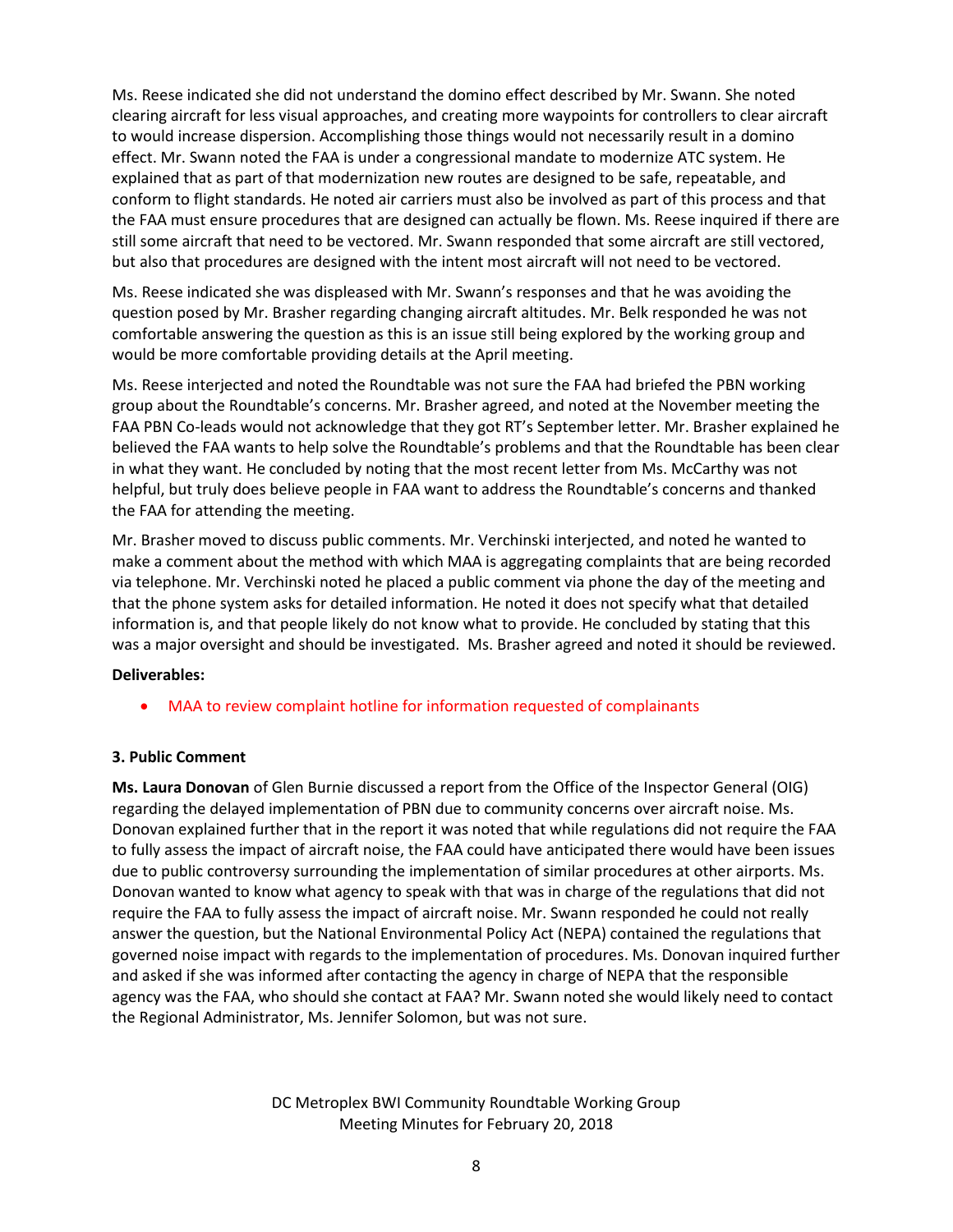Ms. Reese indicated she did not understand the domino effect described by Mr. Swann. She noted clearing aircraft for less visual approaches, and creating more waypoints for controllers to clear aircraft to would increase dispersion. Accomplishing those things would not necessarily result in a domino effect. Mr. Swann noted the FAA is under a congressional mandate to modernize ATC system. He explained that as part of that modernization new routes are designed to be safe, repeatable, and conform to flight standards. He noted air carriers must also be involved as part of this process and that the FAA must ensure procedures that are designed can actually be flown. Ms. Reese inquired if there are still some aircraft that need to be vectored. Mr. Swann responded that some aircraft are still vectored, but also that procedures are designed with the intent most aircraft will not need to be vectored.

Ms. Reese indicated she was displeased with Mr. Swann's responses and that he was avoiding the question posed by Mr. Brasher regarding changing aircraft altitudes. Mr. Belk responded he was not comfortable answering the question as this is an issue still being explored by the working group and would be more comfortable providing details at the April meeting.

Ms. Reese interjected and noted the Roundtable was not sure the FAA had briefed the PBN working group about the Roundtable's concerns. Mr. Brasher agreed, and noted at the November meeting the FAA PBN Co-leads would not acknowledge that they got RT's September letter. Mr. Brasher explained he believed the FAA wants to help solve the Roundtable's problems and that the Roundtable has been clear in what they want. He concluded by noting that the most recent letter from Ms. McCarthy was not helpful, but truly does believe people in FAA want to address the Roundtable's concerns and thanked the FAA for attending the meeting.

Mr. Brasher moved to discuss public comments. Mr. Verchinski interjected, and noted he wanted to make a comment about the method with which MAA is aggregating complaints that are being recorded via telephone. Mr. Verchinski noted he placed a public comment via phone the day of the meeting and that the phone system asks for detailed information. He noted it does not specify what that detailed information is, and that people likely do not know what to provide. He concluded by stating that this was a major oversight and should be investigated. Ms. Brasher agreed and noted it should be reviewed.

**Deliverables:**

- MAA to review complaint hotline for information requested of complainants

### 3. Public Comment

**Ms. Laura Donovan** of Glen Burnie discussed a report from the Office of the Inspector General (OIG) regarding the delayed implementation of PBN due to community concerns over aircraft noise. Ms. Donovan explained further that in the report it was noted that while regulations did not require the FAA to fully assess the impact of aircraft noise, the FAA could have anticipated there would have been issues due to public controversy surrounding the implementation of similar procedures at other airports. Ms. Donovan wanted to know what agency to speak with that was in charge of the regulations that did not require the FAA to fully assess the impact of aircraft noise. Mr. Swann responded he could not really answer the question, but the National Environmental Policy Act (NEPA) contained the regulations that governed noise impact with regards to the implementation of procedures. Ms. Donovan inquired further and asked if she was informed after contacting the agency in charge of NEPA that the responsible agency was the FAA, who should she contact at FAA? Mr. Swann noted she would likely need to contact the Regional Administrator, Ms. Jennifer Solomon, but was not sure.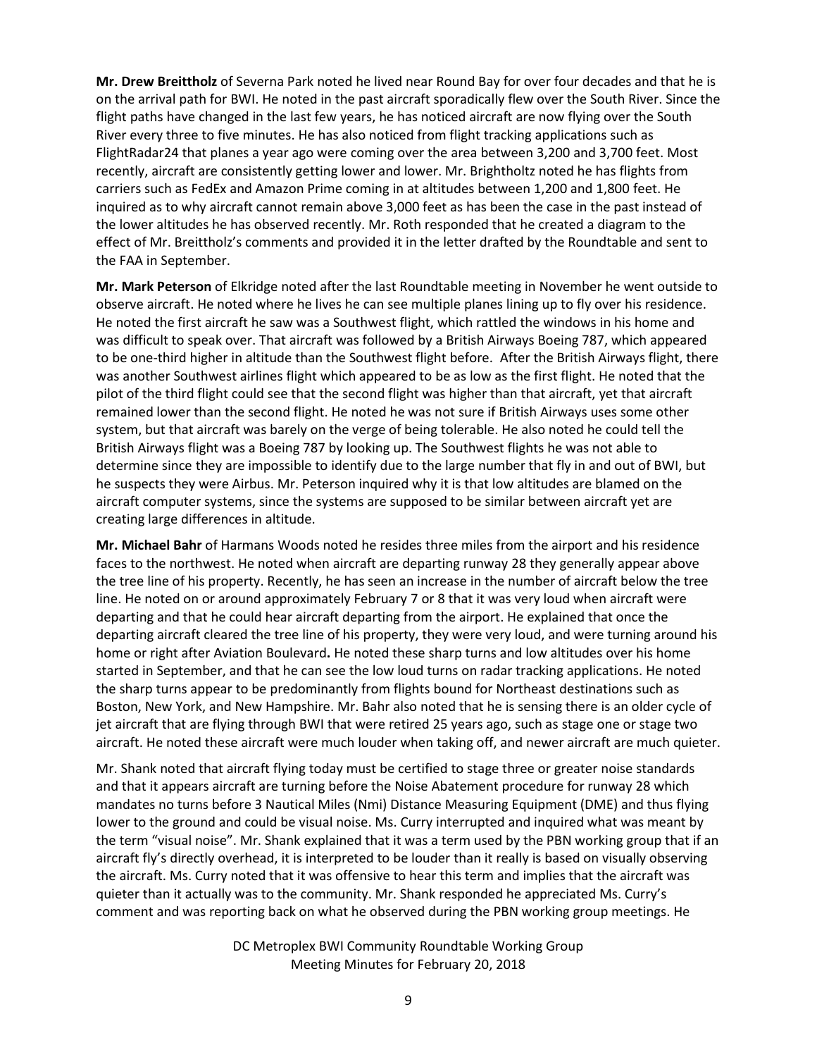**Mr. Drew Breittholz** of Severna Park noted he lived near Round Bay for over four decades and that he is on the arrival path for BWI. He noted in the past aircraft sporadically flew over the South River. Since the flight paths have changed in the last few years, he has noticed aircraft are now flying over the South River every three to five minutes. He has also noticed from flight tracking applications such as FlightRadar24 that planes a year ago were coming over the area between 3,200 and 3,700 feet. Most recently, aircraft are consistently getting lower and lower. Mr. Brightholtz noted he has flights from carriers such as FedEx and Amazon Prime coming in at altitudes between 1,200 and 1,800 feet. He inquired as to why aircraft cannot remain above 3,000 feet as has been the case in the past instead of the lower altitudes he has observed recently. Mr. Roth responded that he created a diagram to the effect of Mr. Breittholz's comments and provided it in the letter drafted by the Roundtable and sent to the FAA in September.

**Mr. Mark Peterson** of Elkridge noted after the last Roundtable meeting in November he went outside to observe aircraft. He noted where he lives he can see multiple planes lining up to fly over his residence. He noted the first aircraft he saw was a Southwest flight, which rattled the windows in his home and was difficult to speak over. That aircraft was followed by a British Airways Boeing 787, which appeared to be one-third higher in altitude than the Southwest flight before. After the British Airways flight, there was another Southwest airlines flight which appeared to be as low as the first flight. He noted that the pilot of the third flight could see that the second flight was higher than that aircraft, yet that aircraft remained lower than the second flight. He noted he was not sure if British Airways uses some other system, but that aircraft was barely on the verge of being tolerable. He also noted he could tell the British Airways flight was a Boeing 787 by looking up. The Southwest flights he was not able to determine since they are impossible to identify due to the large number that fly in and out of BWI, but he suspects they were Airbus. Mr. Peterson inquired why it is that low altitudes are blamed on the aircraft computer systems, since the systems are supposed to be similar between aircraft yet are creating large differences in altitude.

**Mr. Michael Bahr** of Harmans Woods noted he resides three miles from the airport and his residence faces to the northwest. He noted when aircraft are departing runway 28 they generally appear above the tree line of his property. Recently, he has seen an increase in the number of aircraft below the tree line. He noted on or around approximately February 7 or 8 that it was very loud when aircraft were departing and that he could hear aircraft departing from the airport. He explained that once the departing aircraft cleared the tree line of his property, they were very loud, and were turning around his home or right after Aviation Boulevard**.** He noted these sharp turns and low altitudes over his home started in September, and that he can see the low loud turns on radar tracking applications. He noted the sharp turns appear to be predominantly from flights bound for Northeast destinations such as Boston, New York, and New Hampshire. Mr. Bahr also noted that he is sensing there is an older cycle of jet aircraft that are flying through BWI that were retired 25 years ago, such as stage one or stage two aircraft. He noted these aircraft were much louder when taking off, and newer aircraft are much quieter.

Mr. Shank noted that aircraft flying today must be certified to stage three or greater noise standards and that it appears aircraft are turning before the Noise Abatement procedure for runway 28 which mandates no turns before 3 Nautical Miles (Nmi) Distance Measuring Equipment (DME) and thus flying lower to the ground and could be visual noise. Ms. Curry interrupted and inquired what was meant by the term "visual noise". Mr. Shank explained that it was a term used by the PBN working group that if an aircraft fly's directly overhead, it is interpreted to be louder than it really is based on visually observing the aircraft. Ms. Curry noted that it was offensive to hear this term and implies that the aircraft was quieter than it actually was to the community. Mr. Shank responded he appreciated Ms. Curry's comment and was reporting back on what he observed during the PBN working group meetings. He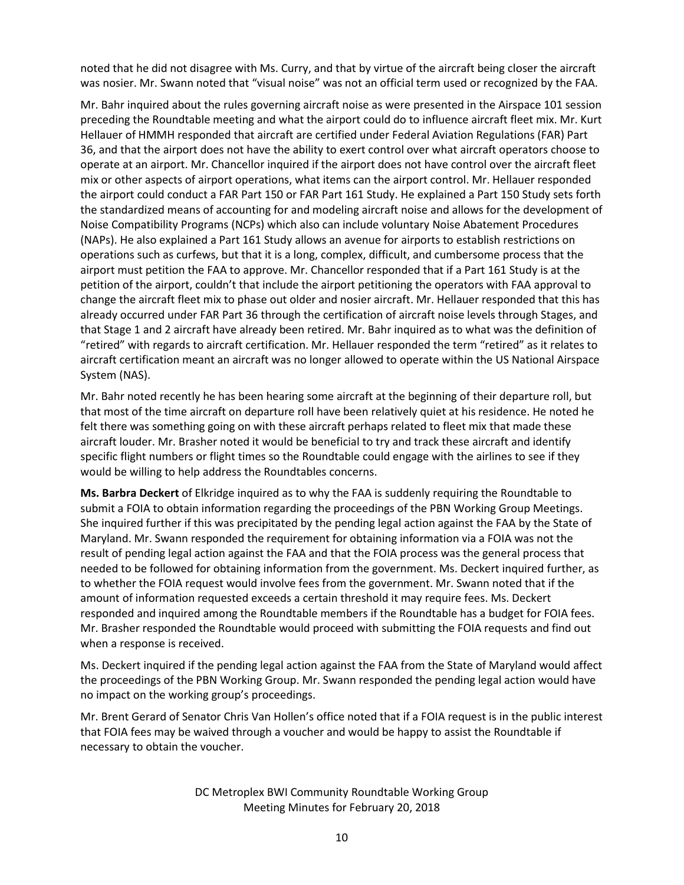noted that he did not disagree with Ms. Curry, and that by virtue of the aircraft being closer the aircraft was nosier. Mr. Swann noted that "visual noise" was not an official term used or recognized by the FAA.

Mr. Bahr inquired about the rules governing aircraft noise as were presented in the Airspace 101 session preceding the Roundtable meeting and what the airport could do to influence aircraft fleet mix. Mr. Kurt Hellauer of HMMH responded that aircraft are certified under Federal Aviation Regulations (FAR) Part 36, and that the airport does not have the ability to exert control over what aircraft operators choose to operate at an airport. Mr. Chancellor inquired if the airport does not have control over the aircraft fleet mix or other aspects of airport operations, what items can the airport control. Mr. Hellauer responded the airport could conduct a FAR Part 150 or FAR Part 161 Study. He explained a Part 150 Study sets forth the standardized means of accounting for and modeling aircraft noise and allows for the development of Noise Compatibility Programs (NCPs) which also can include voluntary Noise Abatement Procedures (NAPs). He also explained a Part 161 Study allows an avenue for airports to establish restrictions on operations such as curfews, but that it is a long, complex, difficult, and cumbersome process that the airport must petition the FAA to approve. Mr. Chancellor responded that if a Part 161 Study is at the petition of the airport, couldn't that include the airport petitioning the operators with FAA approval to change the aircraft fleet mix to phase out older and nosier aircraft. Mr. Hellauer responded that this has already occurred under FAR Part 36 through the certification of aircraft noise levels through Stages, and that Stage 1 and 2 aircraft have already been retired. Mr. Bahr inquired as to what was the definition of "retired" with regards to aircraft certification. Mr. Hellauer responded the term "retired" as it relates to aircraft certification meant an aircraft was no longer allowed to operate within the US National Airspace System (NAS).

Mr. Bahr noted recently he has been hearing some aircraft at the beginning of their departure roll, but that most of the time aircraft on departure roll have been relatively quiet at his residence. He noted he felt there was something going on with these aircraft perhaps related to fleet mix that made these aircraft louder. Mr. Brasher noted it would be beneficial to try and track these aircraft and identify specific flight numbers or flight times so the Roundtable could engage with the airlines to see if they would be willing to help address the Roundtables concerns.

**Ms. Barbra Deckert** of Elkridge inquired as to why the FAA is suddenly requiring the Roundtable to submit a FOIA to obtain information regarding the proceedings of the PBN Working Group Meetings. She inquired further if this was precipitated by the pending legal action against the FAA by the State of Maryland. Mr. Swann responded the requirement for obtaining information via a FOIA was not the result of pending legal action against the FAA and that the FOIA process was the general process that needed to be followed for obtaining information from the government. Ms. Deckert inquired further, as to whether the FOIA request would involve fees from the government. Mr. Swann noted that if the amount of information requested exceeds a certain threshold it may require fees. Ms. Deckert responded and inquired among the Roundtable members if the Roundtable has a budget for FOIA fees. Mr. Brasher responded the Roundtable would proceed with submitting the FOIA requests and find out when a response is received.

Ms. Deckert inquired if the pending legal action against the FAA from the State of Maryland would affect the proceedings of the PBN Working Group. Mr. Swann responded the pending legal action would have no impact on the working group's proceedings.

Mr. Brent Gerard of Senator Chris Van Hollen's office noted that if a FOIA request is in the public interest that FOIA fees may be waived through a voucher and would be happy to assist the Roundtable if necessary to obtain the voucher.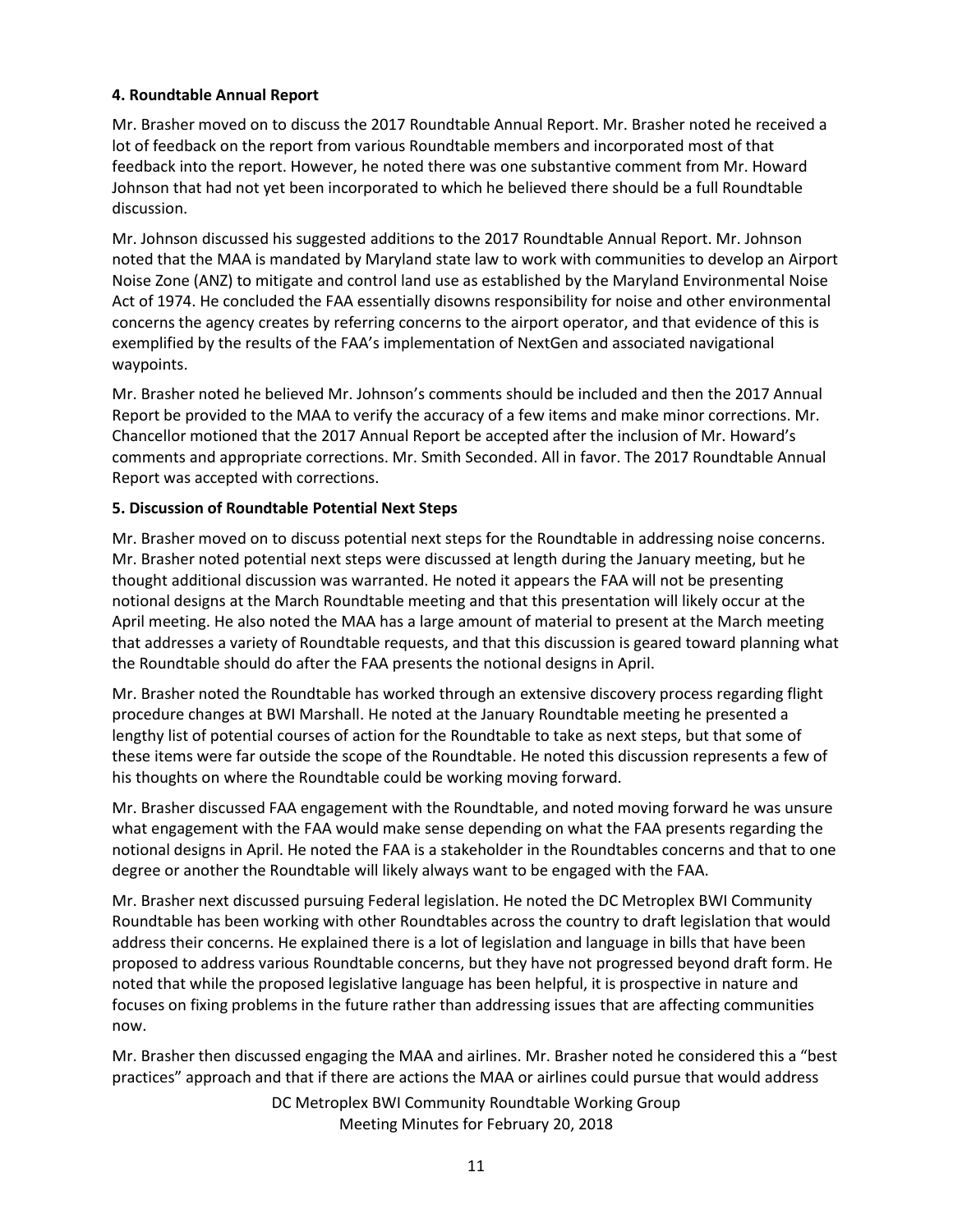**4. Roundtable Annual Report**

Mr. Brasher moved on to discuss the 2017 Roundtable Annual Report. Mr. Brasher noted he received a lot of feedback on the report from various Roundtable members and incorporated most of that feedback into the report. However, he noted there was one substantive comment from Mr. Howard Johnson that had not yet been incorporated to which he believed there should be a full Roundtable discussion.

Mr. Johnson discussed his suggested additions to the 2017 Roundtable Annual Report. Mr. Johnson noted that the MAA is mandated by Maryland state law to work with communities to develop an Airport Noise Zone (ANZ) to mitigate and control land use as established by the Maryland Environmental Noise Act of 1974. He concluded the FAA essentially disowns responsibility for noise and other environmental concerns the agency creates by referring concerns to the airport operator, and that evidence of this is exemplified by the results of the FAA's implementation of NextGen and associated navigational waypoints.

Mr. Brasher noted he believed Mr. Johnson's comments should be included and then the 2017 Annual Report be provided to the MAA to verify the accuracy of a few items and make minor corrections. Mr. Chancellor motioned that the 2017 Annual Report be accepted after the inclusion of Mr. Howard's comments and appropriate corrections. Mr. Smith Seconded. All in favor. The 2017 Roundtable Annual Report was accepted with corrections.

**5. Discussion of Roundtable Potential Next Steps**

Mr. Brasher moved on to discuss potential next steps for the Roundtable in addressing noise concerns. Mr. Brasher noted potential next steps were discussed at length during the January meeting, but he thought additional discussion was warranted. He noted it appears the FAA will not be presenting notional designs at the March Roundtable meeting and that this presentation will likely occur at the April meeting. He also noted the MAA has a large amount of material to present at the March meeting that addresses a variety of Roundtable requests, and that this discussion is geared toward planning what the Roundtable should do after the FAA presents the notional designs in April.

Mr. Brasher noted the Roundtable has worked through an extensive discovery process regarding flight procedure changes at BWI Marshall. He noted at the January Roundtable meeting he presented a lengthy list of potential courses of action for the Roundtable to take as next steps, but that some of these items were far outside the scope of the Roundtable. He noted this discussion represents a few of his thoughts on where the Roundtable could be working moving forward.

Mr. Brasher discussed FAA engagement with the Roundtable, and noted moving forward he was unsure what engagement with the FAA would make sense depending on what the FAA presents regarding the notional designs in April. He noted the FAA is a stakeholder in the Roundtables concerns and that to one degree or another the Roundtable will likely always want to be engaged with the FAA.

Mr. Brasher next discussed pursuing Federal legislation. He noted the DC Metroplex BWI Community Roundtable has been working with other Roundtables across the country to draft legislation that would address their concerns. He explained there is a lot of legislation and language in bills that have been proposed to address various Roundtable concerns, but they have not progressed beyond draft form. He noted that while the proposed legislative language has been helpful, it is prospective in nature and focuses on fixing problems in the future rather than addressing issues that are affecting communities now.

Mr. Brasher then discussed engaging the MAA and airlines. Mr. Brasher noted he considered this a "best practices" approach and that if there are actions the MAA or airlines could pursue that would address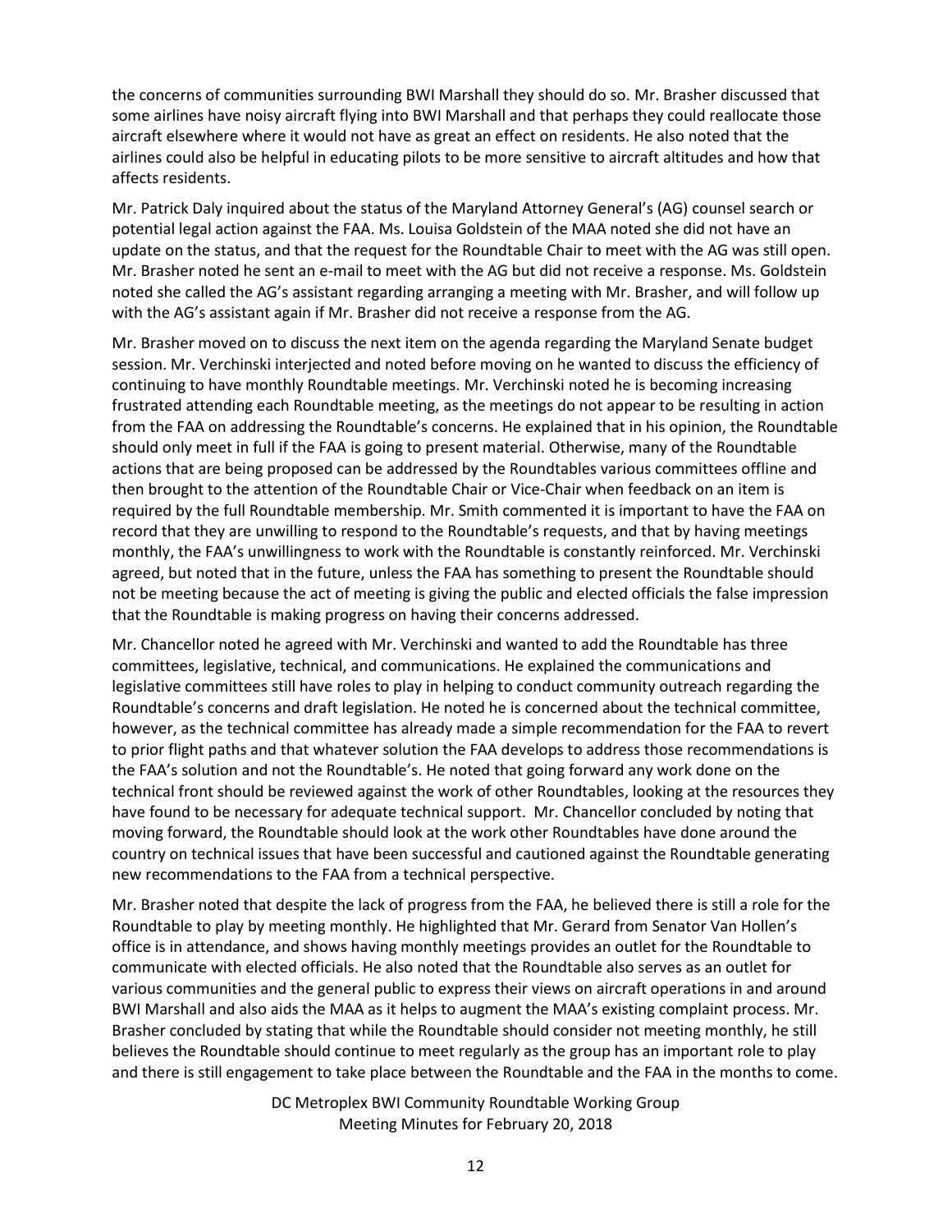the concerns of communities surrounding BWI Marshall they should do so. Mr. Brasher discussed that some airlines have noisy aircraft flying into BWI Marshall and that perhaps they could reallocate those aircraft elsewhere where it would not have as great an effect on residents. He also noted that the airlines could also be helpful in educating pilots to be more sensitive to aircraft altitudes and how that affects residents.

Mr. Patrick Daly inquired about the status of the Maryland Attorney General's (AG) counsel search or potential legal action against the FAA. Ms. Louisa Goldstein of the MAA noted she did not have an update on the status, and that the request for the Roundtable Chair to meet with the AG was still open. Mr. Brasher noted he sent an e-mail to meet with the AG but did not receive a response. Ms. Goldstein noted she called the AG's assistant regarding arranging a meeting with Mr. Brasher, and will follow up with the AG's assistant again if Mr. Brasher did not receive a response from the AG.

Mr. Brasher moved on to discuss the next item on the agenda regarding the Maryland Senate budget session. Mr. Verchinski interjected and noted before moving on he wanted to discuss the efficiency of continuing to have monthly Roundtable meetings. Mr. Verchinski noted he is becoming increasing frustrated attending each Roundtable meeting, as the meetings do not appear to be resulting in action from the FAA on addressing the Roundtable's concerns. He explained that in his opinion, the Roundtable should only meet in full if the FAA is going to present material. Otherwise, many of the Roundtable actions that are being proposed can be addressed by the Roundtables various committees offline and then brought to the attention of the Roundtable Chair or Vice-Chair when feedback on an item is required by the full Roundtable membership. Mr. Smith commented it is important to have the FAA on record that they are unwilling to respond to the Roundtable's requests, and that by having meetings monthly, the FAA's unwillingness to work with the Roundtable is constantly reinforced. Mr. Verchinski agreed, but noted that in the future, unless the FAA has something to present the Roundtable should not be meeting because the act of meeting is giving the public and elected officials the false impression that the Roundtable is making progress on having their concerns addressed.

Mr. Chancellor noted he agreed with Mr. Verchinski and wanted to add the Roundtable has three committees, legislative, technical, and communications. He explained the communications and legislative committees still have roles to play in helping to conduct community outreach regarding the Roundtable's concerns and draft legislation. He noted he is concerned about the technical committee, however, as the technical committee has already made a simple recommendation for the FAA to revert to prior flight paths and that whatever solution the FAA develops to address those recommendations is the FAA's solution and not the Roundtable's. He noted that going forward any work done on the technical front should be reviewed against the work of other Roundtables, looking at the resources they have found to be necessary for adequate technical support. Mr. Chancellor concluded by noting that moving forward, the Roundtable should look at the work other Roundtables have done around the country on technical issues that have been successful and cautioned against the Roundtable generating new recommendations to the FAA from a technical perspective.

Mr. Brasher noted that despite the lack of progress from the FAA, he believed there is still a role for the Roundtable to play by meeting monthly. He highlighted that Mr. Gerard from Senator Van Hollen's office is in attendance, and shows having monthly meetings provides an outlet for the Roundtable to communicate with elected officials. He also noted that the Roundtable also serves as an outlet for various communities and the general public to express their views on aircraft operations in and around BWI Marshall and also aids the MAA as it helps to augment the MAA's existing complaint process. Mr. Brasher concluded by stating that while the Roundtable should consider not meeting monthly, he still believes the Roundtable should continue to meet regularly as the group has an important role to play and there is still engagement to take place between the Roundtable and the FAA in the months to come.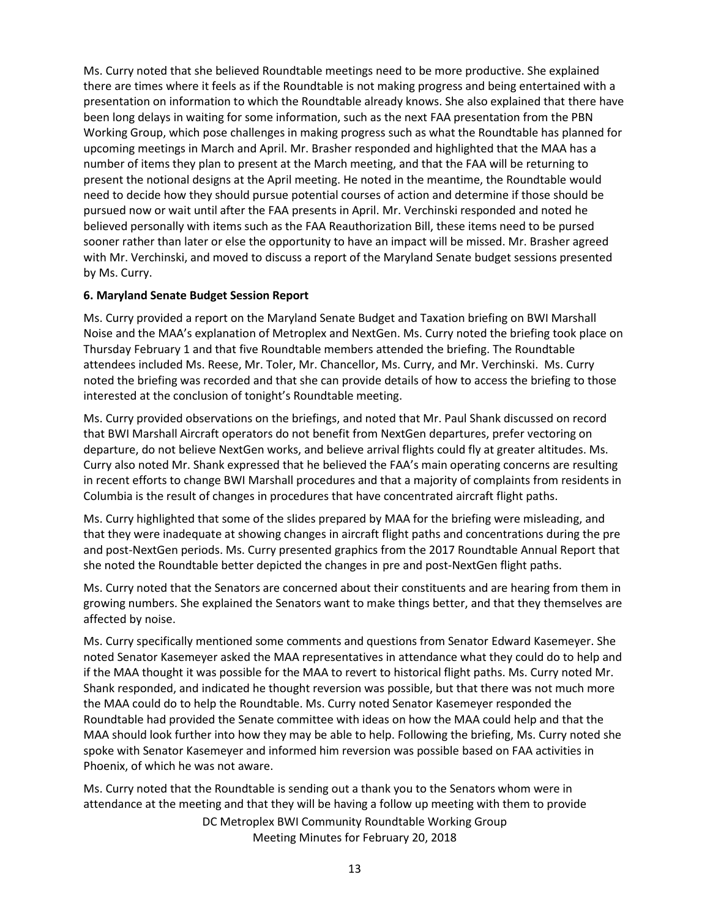Ms. Curry noted that she believed Roundtable meetings need to be more productive. She explained there are times where it feels as if the Roundtable is not making progress and being entertained with a presentation on information to which the Roundtable already knows. She also explained that there have been long delays in waiting for some information, such as the next FAA presentation from the PBN Working Group, which pose challenges in making progress such as what the Roundtable has planned for upcoming meetings in March and April. Mr. Brasher responded and highlighted that the MAA has a number of items they plan to present at the March meeting, and that the FAA will be returning to present the notional designs at the April meeting. He noted in the meantime, the Roundtable would need to decide how they should pursue potential courses of action and determine if those should be pursued now or wait until after the FAA presents in April. Mr. Verchinski responded and noted he believed personally with items such as the FAA Reauthorization Bill, these items need to be pursed sooner rather than later or else the opportunity to have an impact will be missed. Mr. Brasher agreed with Mr. Verchinski, and moved to discuss a report of the Maryland Senate budget sessions presented by Ms. Curry.

**6. Maryland Senate Budget Session Report**

Ms. Curry provided a report on the Maryland Senate Budget and Taxation briefing on BWI Marshall Noise and the MAA's explanation of Metroplex and NextGen. Ms. Curry noted the briefing took place on Thursday February 1 and that five Roundtable members attended the briefing. The Roundtable attendees included Ms. Reese, Mr. Toler, Mr. Chancellor, Ms. Curry, and Mr. Verchinski. Ms. Curry noted the briefing was recorded and that she can provide details of how to access the briefing to those interested at the conclusion of tonight's Roundtable meeting.

Ms. Curry provided observations on the briefings, and noted that Mr. Paul Shank discussed on record that BWI Marshall Aircraft operators do not benefit from NextGen departures, prefer vectoring on departure, do not believe NextGen works, and believe arrival flights could fly at greater altitudes. Ms. Curry also noted Mr. Shank expressed that he believed the FAA's main operating concerns are resulting in recent efforts to change BWI Marshall procedures and that a majority of complaints from residents in Columbia is the result of changes in procedures that have concentrated aircraft flight paths.

Ms. Curry highlighted that some of the slides prepared by MAA for the briefing were misleading, and that they were inadequate at showing changes in aircraft flight paths and concentrations during the pre and post-NextGen periods. Ms. Curry presented graphics from the 2017 Roundtable Annual Report that she noted the Roundtable better depicted the changes in pre and post-NextGen flight paths.

Ms. Curry noted that the Senators are concerned about their constituents and are hearing from them in growing numbers. She explained the Senators want to make things better, and that they themselves are affected by noise.

Ms. Curry specifically mentioned some comments and questions from Senator Edward Kasemeyer. She noted Senator Kasemeyer asked the MAA representatives in attendance what they could do to help and if the MAA thought it was possible for the MAA to revert to historical flight paths. Ms. Curry noted Mr. Shank responded, and indicated he thought reversion was possible, but that there was not much more the MAA could do to help the Roundtable. Ms. Curry noted Senator Kasemeyer responded the Roundtable had provided the Senate committee with ideas on how the MAA could help and that the MAA should look further into how they may be able to help. Following the briefing, Ms. Curry noted she spoke with Senator Kasemeyer and informed him reversion was possible based on FAA activities in Phoenix, of which he was not aware.

Ms. Curry noted that the Roundtable is sending out a thank you to the Senators whom were in attendance at the meeting and that they will be having a follow up meeting with them to provide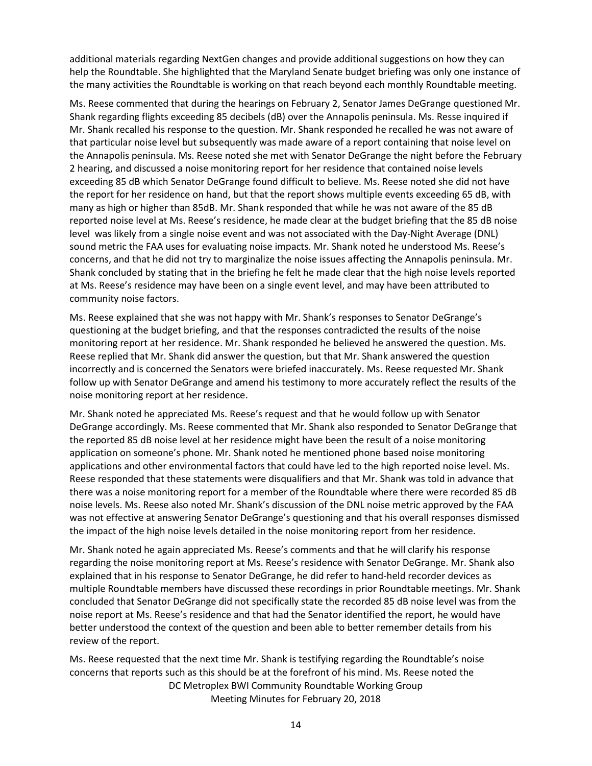additional materials regarding NextGen changes and provide additional suggestions on how they can help the Roundtable. She highlighted that the Maryland Senate budget briefing was only one instance of the many activities the Roundtable is working on that reach beyond each monthly Roundtable meeting.

Ms. Reese commented that during the hearings on February 2, Senator James DeGrange questioned Mr. Shank regarding flights exceeding 85 decibels (dB) over the Annapolis peninsula. Ms. Resse inquired if Mr. Shank recalled his response to the question. Mr. Shank responded he recalled he was not aware of that particular noise level but subsequently was made aware of a report containing that noise level on the Annapolis peninsula. Ms. Reese noted she met with Senator DeGrange the night before the February 2 hearing, and discussed a noise monitoring report for her residence that contained noise levels exceeding 85 dB which Senator DeGrange found difficult to believe. Ms. Reese noted she did not have the report for her residence on hand, but that the report shows multiple events exceeding 65 dB, with many as high or higher than 85dB. Mr. Shank responded that while he was not aware of the 85 dB reported noise level at Ms. Reese's residence, he made clear at the budget briefing that the 85 dB noise level was likely from a single noise event and was not associated with the Day-Night Average (DNL) sound metric the FAA uses for evaluating noise impacts. Mr. Shank noted he understood Ms. Reese's concerns, and that he did not try to marginalize the noise issues affecting the Annapolis peninsula. Mr. Shank concluded by stating that in the briefing he felt he made clear that the high noise levels reported at Ms. Reese's residence may have been on a single event level, and may have been attributed to community noise factors.

Ms. Reese explained that she was not happy with Mr. Shank's responses to Senator DeGrange's questioning at the budget briefing, and that the responses contradicted the results of the noise monitoring report at her residence. Mr. Shank responded he believed he answered the question. Ms. Reese replied that Mr. Shank did answer the question, but that Mr. Shank answered the question incorrectly and is concerned the Senators were briefed inaccurately. Ms. Reese requested Mr. Shank follow up with Senator DeGrange and amend his testimony to more accurately reflect the results of the noise monitoring report at her residence.

Mr. Shank noted he appreciated Ms. Reese's request and that he would follow up with Senator DeGrange accordingly. Ms. Reese commented that Mr. Shank also responded to Senator DeGrange that the reported 85 dB noise level at her residence might have been the result of a noise monitoring application on someone's phone. Mr. Shank noted he mentioned phone based noise monitoring applications and other environmental factors that could have led to the high reported noise level. Ms. Reese responded that these statements were disqualifiers and that Mr. Shank was told in advance that there was a noise monitoring report for a member of the Roundtable where there were recorded 85 dB noise levels. Ms. Reese also noted Mr. Shank's discussion of the DNL noise metric approved by the FAA was not effective at answering Senator DeGrange's questioning and that his overall responses dismissed the impact of the high noise levels detailed in the noise monitoring report from her residence.

Mr. Shank noted he again appreciated Ms. Reese's comments and that he will clarify his response regarding the noise monitoring report at Ms. Reese's residence with Senator DeGrange. Mr. Shank also explained that in his response to Senator DeGrange, he did refer to hand-held recorder devices as multiple Roundtable members have discussed these recordings in prior Roundtable meetings. Mr. Shank concluded that Senator DeGrange did not specifically state the recorded 85 dB noise level was from the noise report at Ms. Reese's residence and that had the Senator identified the report, he would have better understood the context of the question and been able to better remember details from his review of the report.

Ms. Reese requested that the next time Mr. Shank is testifying regarding the Roundtable's noise concerns that reports such as this should be at the forefront of his mind. Ms. Reese noted the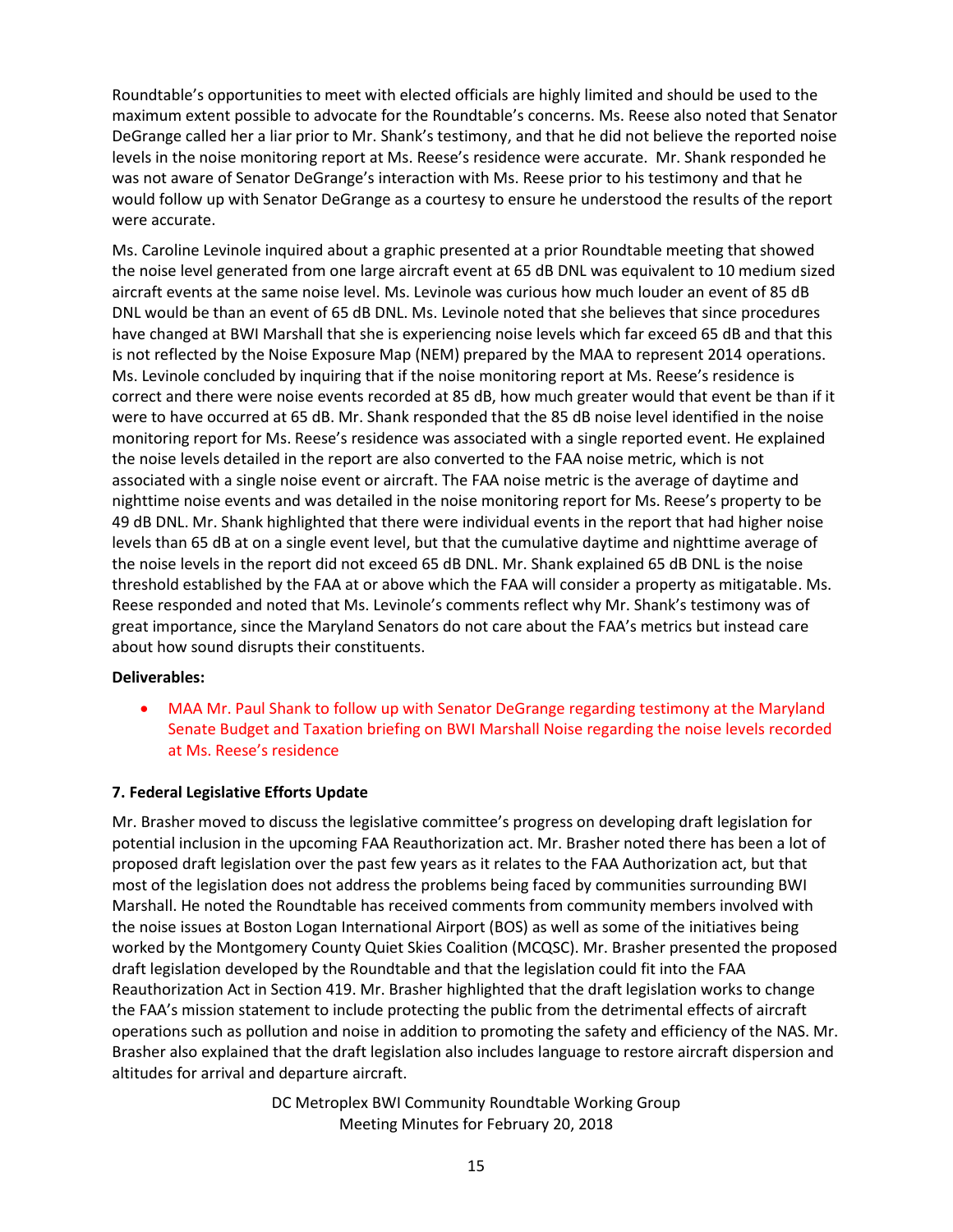Roundtable's opportunities to meet with elected officials are highly limited and should be used to the maximum extent possible to advocate for the Roundtable's concerns. Ms. Reese also noted that Senator DeGrange called her a liar prior to Mr. Shank's testimony, and that he did not believe the reported noise levels in the noise monitoring report at Ms. Reese's residence were accurate. Mr. Shank responded he was not aware of Senator DeGrange's interaction with Ms. Reese prior to his testimony and that he would follow up with Senator DeGrange as a courtesy to ensure he understood the results of the report were accurate.

Ms. Caroline Levinole inquired about a graphic presented at a prior Roundtable meeting that showed the noise level generated from one large aircraft event at 65 dB DNL was equivalent to 10 medium sized aircraft events at the same noise level. Ms. Levinole was curious how much louder an event of 85 dB DNL would be than an event of 65 dB DNL. Ms. Levinole noted that she believes that since procedures have changed at BWI Marshall that she is experiencing noise levels which far exceed 65 dB and that this is not reflected by the Noise Exposure Map (NEM) prepared by the MAA to represent 2014 operations. Ms. Levinole concluded by inquiring that if the noise monitoring report at Ms. Reese's residence is correct and there were noise events recorded at 85 dB, how much greater would that event be than if it were to have occurred at 65 dB. Mr. Shank responded that the 85 dB noise level identified in the noise monitoring report for Ms. Reese's residence was associated with a single reported event. He explained the noise levels detailed in the report are also converted to the FAA noise metric, which is not associated with a single noise event or aircraft. The FAA noise metric is the average of daytime and nighttime noise events and was detailed in the noise monitoring report for Ms. Reese's property to be 49 dB DNL. Mr. Shank highlighted that there were individual events in the report that had higher noise levels than 65 dB at on a single event level, but that the cumulative daytime and nighttime average of the noise levels in the report did not exceed 65 dB DNL. Mr. Shank explained 65 dB DNL is the noise threshold established by the FAA at or above which the FAA will consider a property as mitigatable. Ms. Reese responded and noted that Ms. Levinole's comments reflect why Mr. Shank's testimony was of great importance, since the Maryland Senators do not care about the FAA's metrics but instead care about how sound disrupts their constituents.

**Deliverables:**

- MAA Mr. Paul Shank to follow up with Senator DeGrange regarding testimony at the Maryland Senate Budget and Taxation briefing on BWI Marshall Noise regarding the noise levels recorded at Ms. Reese's residence

**7. Federal Legislative Efforts Update**

Mr. Brasher moved to discuss the legislative committee's progress on developing draft legislation for potential inclusion in the upcoming FAA Reauthorization act. Mr. Brasher noted there has been a lot of proposed draft legislation over the past few years as it relates to the FAA Authorization act, but that most of the legislation does not address the problems being faced by communities surrounding BWI Marshall. He noted the Roundtable has received comments from community members involved with the noise issues at Boston Logan International Airport (BOS) as well as some of the initiatives being worked by the Montgomery County Quiet Skies Coalition (MCQSC). Mr. Brasher presented the proposed draft legislation developed by the Roundtable and that the legislation could fit into the FAA Reauthorization Act in Section 419. Mr. Brasher highlighted that the draft legislation works to change the FAA's mission statement to include protecting the public from the detrimental effects of aircraft operations such as pollution and noise in addition to promoting the safety and efficiency of the NAS. Mr. Brasher also explained that the draft legislation also includes language to restore aircraft dispersion and altitudes for arrival and departure aircraft.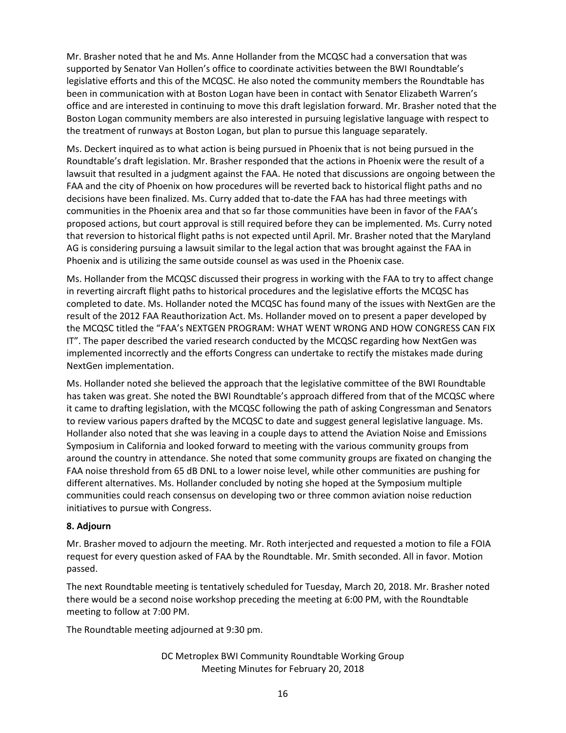Mr. Brasher noted that he and Ms. Anne Hollander from the MCQSC had a conversation that was supported by Senator Van Hollen's office to coordinate activities between the BWI Roundtable's legislative efforts and this of the MCQSC. He also noted the community members the Roundtable has been in communication with at Boston Logan have been in contact with Senator Elizabeth Warren's office and are interested in continuing to move this draft legislation forward. Mr. Brasher noted that the Boston Logan community members are also interested in pursuing legislative language with respect to the treatment of runways at Boston Logan, but plan to pursue this language separately.

Ms. Deckert inquired as to what action is being pursued in Phoenix that is not being pursued in the Roundtable's draft legislation. Mr. Brasher responded that the actions in Phoenix were the result of a lawsuit that resulted in a judgment against the FAA. He noted that discussions are ongoing between the FAA and the city of Phoenix on how procedures will be reverted back to historical flight paths and no decisions have been finalized. Ms. Curry added that to-date the FAA has had three meetings with communities in the Phoenix area and that so far those communities have been in favor of the FAA's proposed actions, but court approval is still required before they can be implemented. Ms. Curry noted that reversion to historical flight paths is not expected until April. Mr. Brasher noted that the Maryland AG is considering pursuing a lawsuit similar to the legal action that was brought against the FAA in Phoenix and is utilizing the same outside counsel as was used in the Phoenix case.

Ms. Hollander from the MCQSC discussed their progress in working with the FAA to try to affect change in reverting aircraft flight paths to historical procedures and the legislative efforts the MCQSC has completed to date. Ms. Hollander noted the MCQSC has found many of the issues with NextGen are the result of the 2012 FAA Reauthorization Act. Ms. Hollander moved on to present a paper developed by the MCQSC titled the "FAA's NEXTGEN PROGRAM: WHAT WENT WRONG AND HOW CONGRESS CAN FIX IT". The paper described the varied research conducted by the MCQSC regarding how NextGen was implemented incorrectly and the efforts Congress can undertake to rectify the mistakes made during NextGen implementation.

Ms. Hollander noted she believed the approach that the legislative committee of the BWI Roundtable has taken was great. She noted the BWI Roundtable's approach differed from that of the MCQSC where it came to drafting legislation, with the MCQSC following the path of asking Congressman and Senators to review various papers drafted by the MCQSC to date and suggest general legislative language. Ms. Hollander also noted that she was leaving in a couple days to attend the Aviation Noise and Emissions Symposium in California and looked forward to meeting with the various community groups from around the country in attendance. She noted that some community groups are fixated on changing the FAA noise threshold from 65 dB DNL to a lower noise level, while other communities are pushing for different alternatives. Ms. Hollander concluded by noting she hoped at the Symposium multiple communities could reach consensus on developing two or three common aviation noise reduction initiatives to pursue with Congress.

**8. Adjourn**

Mr. Brasher moved to adjourn the meeting. Mr. Roth interjected and requested a motion to file a FOIA request for every question asked of FAA by the Roundtable. Mr. Smith seconded. All in favor. Motion passed.

The next Roundtable meeting is tentatively scheduled for Tuesday, March 20, 2018. Mr. Brasher noted there would be a second noise workshop preceding the meeting at 6:00 PM, with the Roundtable meeting to follow at 7:00 PM.

The Roundtable meeting adjourned at 9:30 pm.